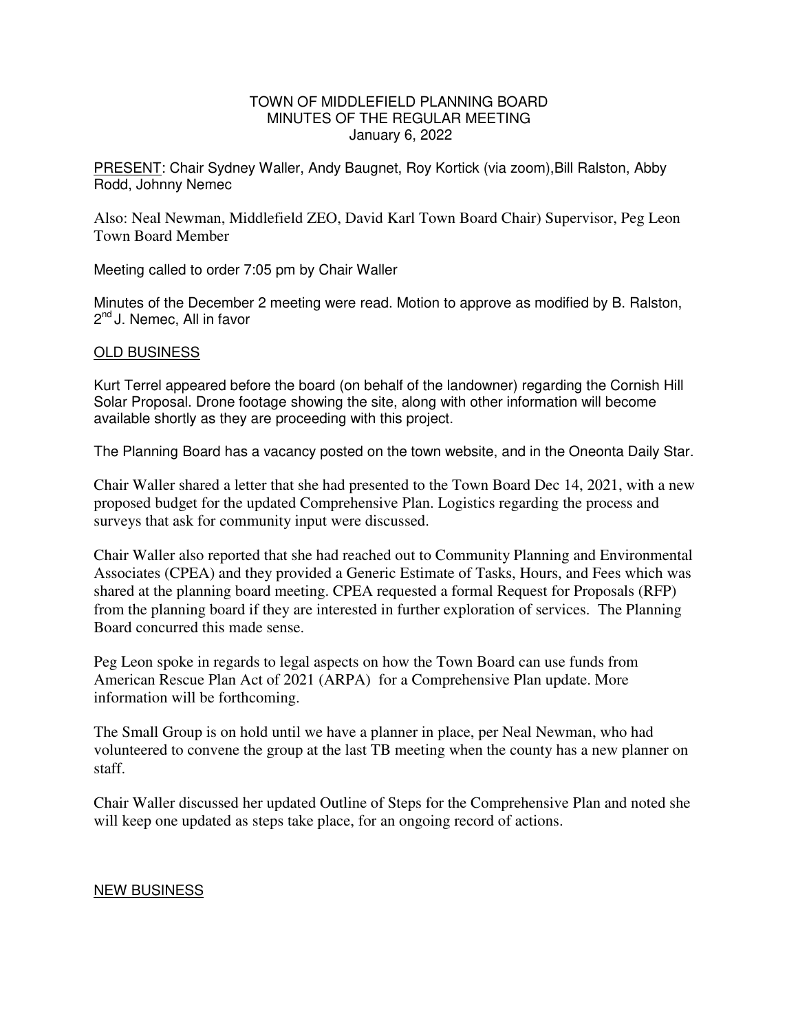TOWN OF MIDDLEFIELD PLANNING BOARD
MINUTES OF THE REGULAR MEETING
January 6, 2022

PRESENT: Chair Sydney Waller, Andy Baugnet, Roy Kortick (via zoom),Bill Ralston, Abby Rodd, Johnny Nemec

Also: Neal Newman, Middlefield ZEO, David Karl Town Board Chair) Supervisor, Peg Leon Town Board Member

Meeting called to order 7:05 pm by Chair Waller

Minutes of the December 2 meeting were read. Motion to approve as modified by B. Ralston, 2nd J. Nemec, All in favor

OLD BUSINESS

Kurt Terrel appeared before the board (on behalf of the landowner) regarding the Cornish Hill Solar Proposal. Drone footage showing the site, along with other information will become available shortly as they are proceeding with this project.

The Planning Board has a vacancy posted on the town website, and in the Oneonta Daily Star.

Chair Waller shared a letter that she had presented to the Town Board Dec 14, 2021, with a new proposed budget for the updated Comprehensive Plan. Logistics regarding the process and surveys that ask for community input were discussed.

Chair Waller also reported that she had reached out to Community Planning and Environmental Associates (CPEA) and they provided a Generic Estimate of Tasks, Hours, and Fees which was shared at the planning board meeting. CPEA requested a formal Request for Proposals (RFP) from the planning board if they are interested in further exploration of services. The Planning Board concurred this made sense.

Peg Leon spoke in regards to legal aspects on how the Town Board can use funds from American Rescue Plan Act of 2021 (ARPA) for a Comprehensive Plan update. More information will be forthcoming.

The Small Group is on hold until we have a planner in place, per Neal Newman, who had volunteered to convene the group at the last TB meeting when the county has a new planner on staff.

Chair Waller discussed her updated Outline of Steps for the Comprehensive Plan and noted she will keep one updated as steps take place, for an ongoing record of actions.

NEW BUSINESS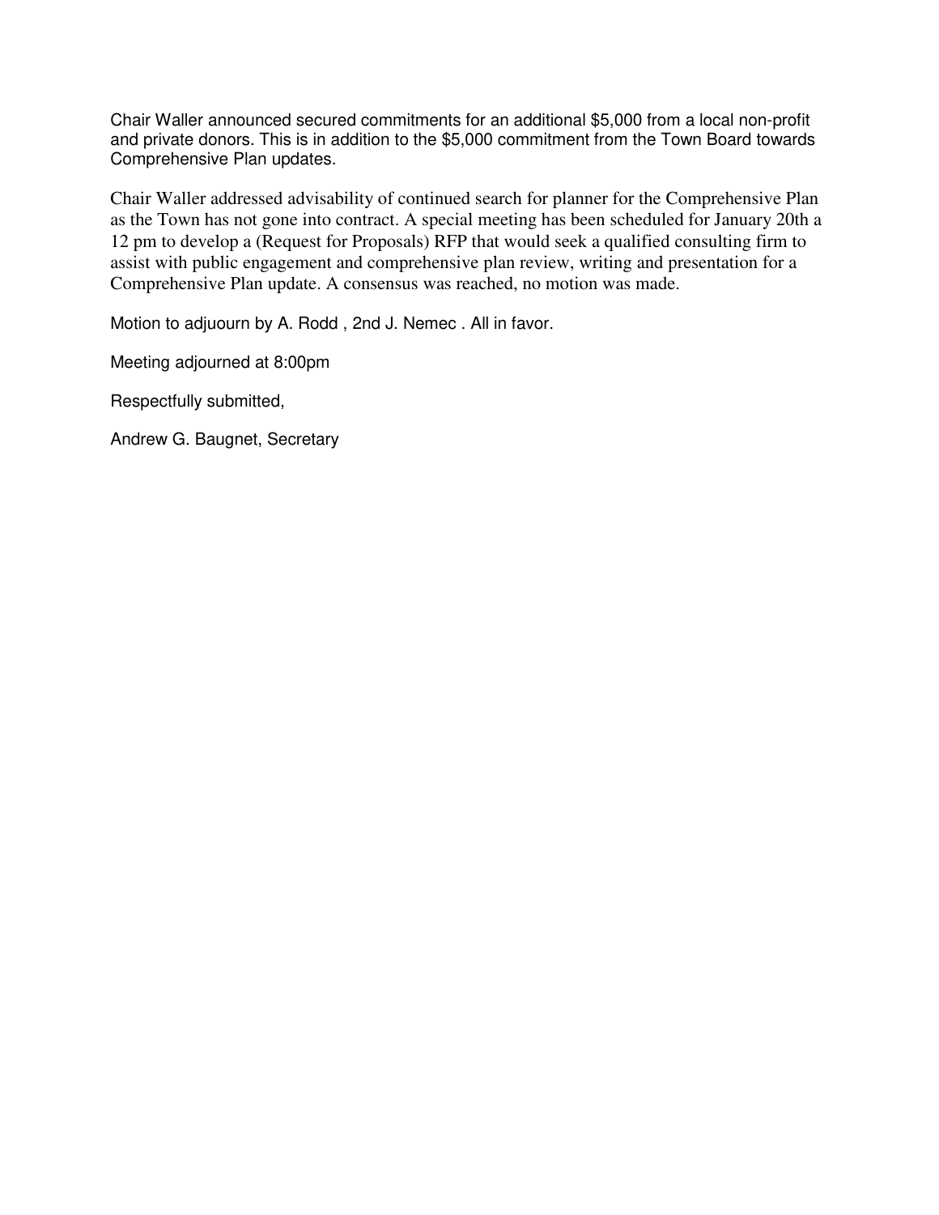Chair Waller announced secured commitments for an additional $5,000 from a local non-profit and private donors. This is in addition to the $5,000 commitment from the Town Board towards Comprehensive Plan updates.

Chair Waller addressed advisability of continued search for planner for the Comprehensive Plan as the Town has not gone into contract. A special meeting has been scheduled for January 20th a 12 pm to develop a (Request for Proposals) RFP that would seek a qualified consulting firm to assist with public engagement and comprehensive plan review, writing and presentation for a Comprehensive Plan update. A consensus was reached, no motion was made.

Motion to adjuourn by A. Rodd , 2nd J. Nemec . All in favor.

Meeting adjourned at 8:00pm

Respectfully submitted,

Andrew G. Baugnet, Secretary